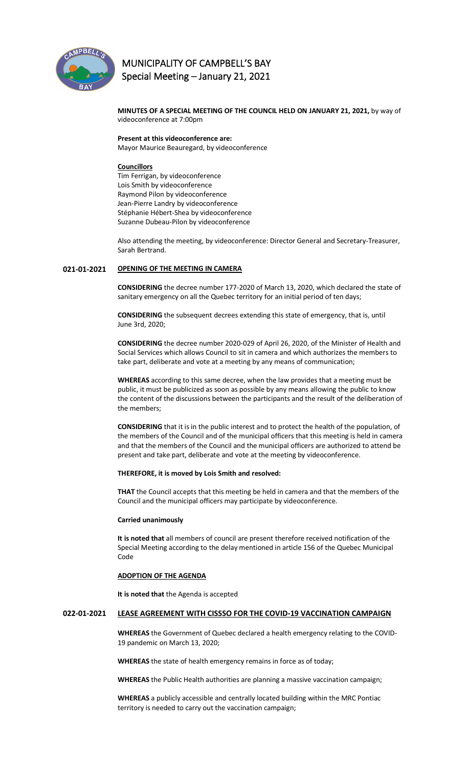# MUNICIPALITY OF CAMPBELL'S BAY
## Special Meeting – January 21, 2021

**MINUTES OF A SPECIAL MEETING OF THE COUNCIL HELD ON JANUARY 21, 2021,** by way of videoconference at 7:00pm

**Present at this videoconference are:**
Mayor Maurice Beauregard, by videoconference

**Councillors**
Tim Ferrigan, by videoconference
Lois Smith by videoconference
Raymond Pilon by videoconference
Jean-Pierre Landry by videoconference
Stéphanie Hébert-Shea by videoconference
Suzanne Dubeau-Pilon by videoconference

Also attending the meeting, by videoconference: Director General and Secretary-Treasurer, Sarah Bertrand.

**021-01-2021 OPENING OF THE MEETING IN CAMERA**

**CONSIDERING** the decree number 177-2020 of March 13, 2020, which declared the state of sanitary emergency on all the Quebec territory for an initial period of ten days;

**CONSIDERING** the subsequent decrees extending this state of emergency, that is, until June 3rd, 2020;

**CONSIDERING** the decree number 2020-029 of April 26, 2020, of the Minister of Health and Social Services which allows Council to sit in camera and which authorizes the members to take part, deliberate and vote at a meeting by any means of communication;

**WHEREAS** according to this same decree, when the law provides that a meeting must be public, it must be publicized as soon as possible by any means allowing the public to know the content of the discussions between the participants and the result of the deliberation of the members;

**CONSIDERING** that it is in the public interest and to protect the health of the population, of the members of the Council and of the municipal officers that this meeting is held in camera and that the members of the Council and the municipal officers are authorized to attend be present and take part, deliberate and vote at the meeting by videoconference.

**THEREFORE, it is moved by Lois Smith and resolved:**

**THAT** the Council accepts that this meeting be held in camera and that the members of the Council and the municipal officers may participate by videoconference.

**Carried unanimously**

**It is noted that** all members of council are present therefore received notification of the Special Meeting according to the delay mentioned in article 156 of the Quebec Municipal Code

**ADOPTION OF THE AGENDA**

**It is noted that** the Agenda is accepted

**022-01-2021 LEASE AGREEMENT WITH CISSSO FOR THE COVID-19 VACCINATION CAMPAIGN**

**WHEREAS** the Government of Quebec declared a health emergency relating to the COVID-19 pandemic on March 13, 2020;

**WHEREAS** the state of health emergency remains in force as of today;

**WHEREAS** the Public Health authorities are planning a massive vaccination campaign;

**WHEREAS** a publicly accessible and centrally located building within the MRC Pontiac territory is needed to carry out the vaccination campaign;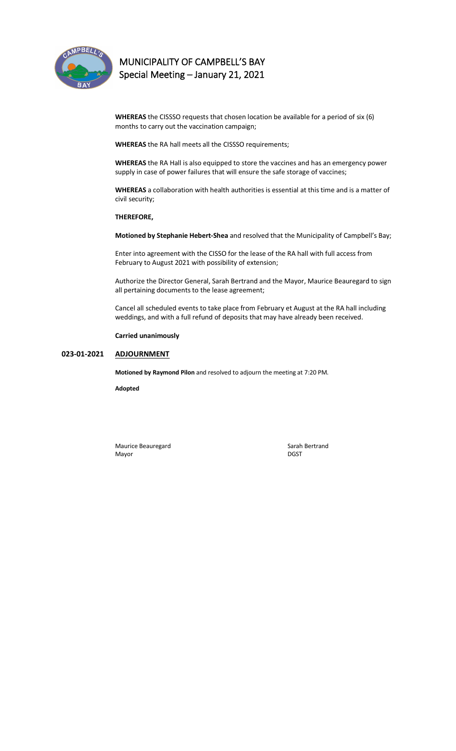**WHEREAS** the CISSSO requests that chosen location be available for a period of six (6) months to carry out the vaccination campaign;

**WHEREAS** the RA hall meets all the CISSSO requirements;

**WHEREAS** the RA Hall is also equipped to store the vaccines and has an emergency power supply in case of power failures that will ensure the safe storage of vaccines;

**WHEREAS** a collaboration with health authorities is essential at this time and is a matter of civil security;

**THEREFORE,**

**Motioned by Stephanie Hebert-Shea** and resolved that the Municipality of Campbell's Bay;

Enter into agreement with the CISSO for the lease of the RA hall with full access from February to August 2021 with possibility of extension;

Authorize the Director General, Sarah Bertrand and the Mayor, Maurice Beauregard to sign all pertaining documents to the lease agreement;

Cancel all scheduled events to take place from February et August at the RA hall including weddings, and with a full refund of deposits that may have already been received.

**Carried unanimously**

## 023-01-2021 ADJOURNMENT

**Motioned by Raymond Pilon** and resolved to adjourn the meeting at 7:20 PM.

**Adopted**

Maurice Beauregard
Mayor

Sarah Bertrand
DGST